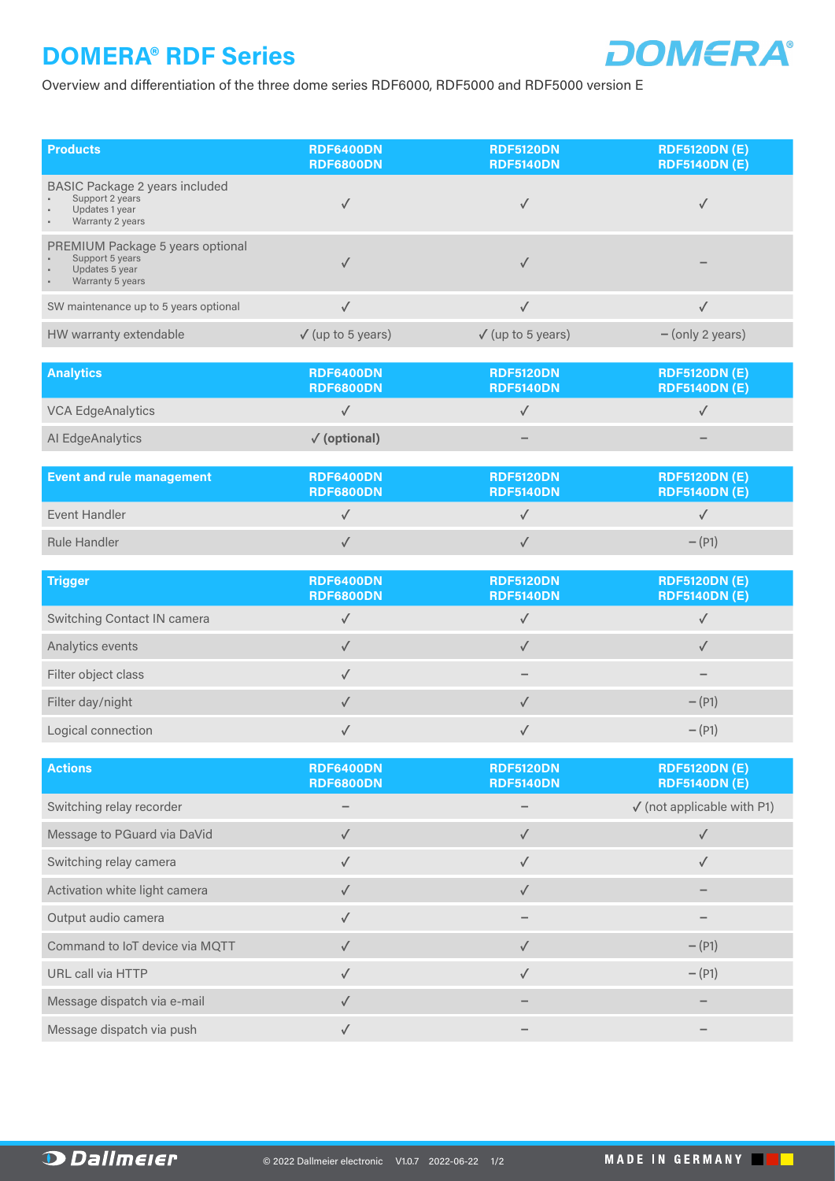# DOMERA® RDF Series

Overview and differentiation of the three dome series RDF6000, RDF5000 and RDF5000 version E

| Products | RDF6400DN RDF6800DN | RDF5120DN RDF5140DN | RDF5120DN (E) RDF5140DN (E) |
|---|---|---|---|
| BASIC Package 2 years included<br>• Support 2 years<br>• Updates 1 year<br>• Warranty 2 years | ✓ | ✓ | ✓ |
| PREMIUM Package 5 years optional<br>• Support 5 years<br>• Updates 5 year<br>• Warranty 5 years | ✓ | ✓ | – |
| SW maintenance up to 5 years optional | ✓ | ✓ | ✓ |
| HW warranty extendable | ✓ (up to 5 years) | ✓ (up to 5 years) | – (only 2 years) |

| Analytics | RDF6400DN RDF6800DN | RDF5120DN RDF5140DN | RDF5120DN (E) RDF5140DN (E) |
|---|---|---|---|
| VCA EdgeAnalytics | ✓ | ✓ | ✓ |
| AI EdgeAnalytics | **✓ (optional)** | – | – |

| Event and rule management | RDF6400DN RDF6800DN | RDF5120DN RDF5140DN | RDF5120DN (E) RDF5140DN (E) |
|---|---|---|---|
| Event Handler | ✓ | ✓ | ✓ |
| Rule Handler | ✓ | ✓ | – (P1) |

| Trigger | RDF6400DN RDF6800DN | RDF5120DN RDF5140DN | RDF5120DN (E) RDF5140DN (E) |
|---|---|---|---|
| Switching Contact IN camera | ✓ | ✓ | ✓ |
| Analytics events | ✓ | ✓ | ✓ |
| Filter object class | ✓ | – | – |
| Filter day/night | ✓ | ✓ | – (P1) |
| Logical connection | ✓ | ✓ | – (P1) |

| Actions | RDF6400DN RDF6800DN | RDF5120DN RDF5140DN | RDF5120DN (E) RDF5140DN (E) |
|---|---|---|---|
| Switching relay recorder | – | – | ✓ (not applicable with P1) |
| Message to PGuard via DaVid | ✓ | ✓ | ✓ |
| Switching relay camera | ✓ | ✓ | ✓ |
| Activation white light camera | ✓ | ✓ | – |
| Output audio camera | ✓ | – | – |
| Command to IoT device via MQTT | ✓ | ✓ | – (P1) |
| URL call via HTTP | ✓ | ✓ | – (P1) |
| Message dispatch via e-mail | ✓ | – | – |
| Message dispatch via push | ✓ | – | – |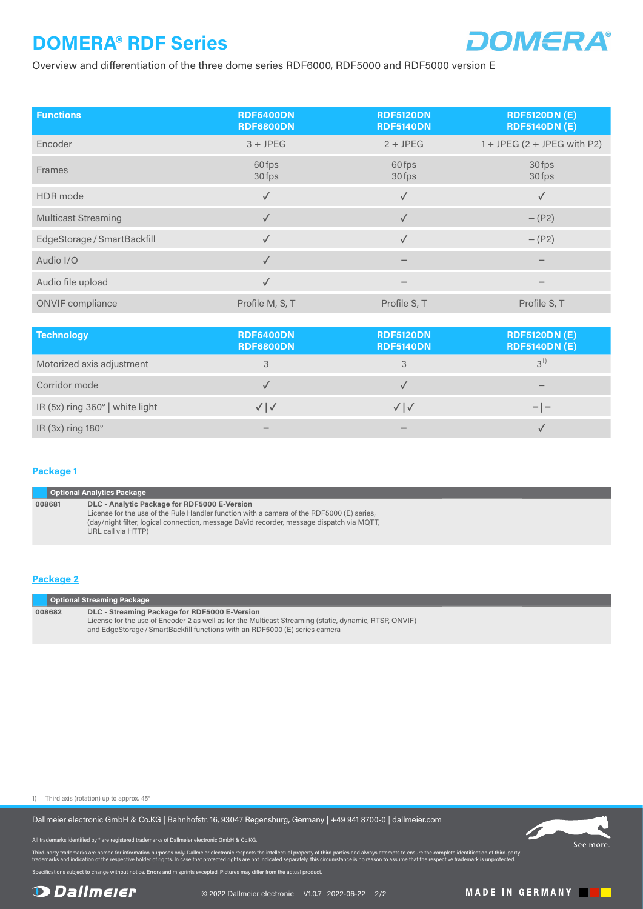# DOMERA® RDF Series

Overview and differentiation of the three dome series RDF6000, RDF5000 and RDF5000 version E

| Functions | RDF6400DN<br>RDF6800DN | RDF5120DN<br>RDF5140DN | RDF5120DN (E)<br>RDF5140DN (E) |
|---|---|---|---|
| Encoder | 3 + JPEG | 2 + JPEG | 1 + JPEG (2 + JPEG with P2) |
| Frames | 60 fps<br>30 fps | 60 fps<br>30 fps | 30 fps<br>30 fps |
| HDR mode | ✓ | ✓ | ✓ |
| Multicast Streaming | ✓ | ✓ | – (P2) |
| EdgeStorage / SmartBackfill | ✓ | ✓ | – (P2) |
| Audio I/O | ✓ | – | – |
| Audio file upload | ✓ | – | – |
| ONVIF compliance | Profile M, S, T | Profile S, T | Profile S, T |

| Technology | RDF6400DN<br>RDF6800DN | RDF5120DN<br>RDF5140DN | RDF5120DN (E)<br>RDF5140DN (E) |
|---|---|---|---|
| Motorized axis adjustment | 3 | 3 | 3[1] |
| Corridor mode | ✓ | ✓ | – |
| IR (5x) ring 360° \| white light | ✓ \| ✓ | ✓ \| ✓ | – \| – |
| IR (3x) ring 180° | – | – | ✓ |

## Package 1

| Optional Analytics Package | |
|---|---|
| 008681 | **DLC - Analytic Package for RDF5000 E-Version**<br>License for the use of the Rule Handler function with a camera of the RDF5000 (E) series, (day/night filter, logical connection, message DaVid recorder, message dispatch via MQTT, URL call via HTTP) |

## Package 2

| Optional Streaming Package | |
|---|---|
| 008682 | **DLC - Streaming Package for RDF5000 E-Version**<br>License for the use of Encoder 2 as well as for the Multicast Streaming (static, dynamic, RTSP, ONVIF) and EdgeStorage / SmartBackfill functions with an RDF5000 (E) series camera |

1) Third axis (rotation) up to approx. 45°

Dallmeier electronic GmbH & Co.KG | Bahnhofstr. 16, 93047 Regensburg, Germany | +49 941 8700-0 | dallmeier.com

All trademarks identified by ® are registered trademarks of Dallmeier electronic GmbH & Co.KG.

Third-party trademarks are named for information purposes only. Dallmeier electronic respects the intellectual property of third parties and always attempts to ensure the complete identification of third-party trademarks and indication of the respective holder of rights. In case that protected rights are not indicated separately, this circumstance is no reason to assume that the respective trademark is unprotected.

Specifications subject to change without notice. Errors and misprints excepted. Pictures may differ from the actual product.

© 2022 Dallmeier electronic V1.0.7 2022-06-22

MADE IN GERMANY